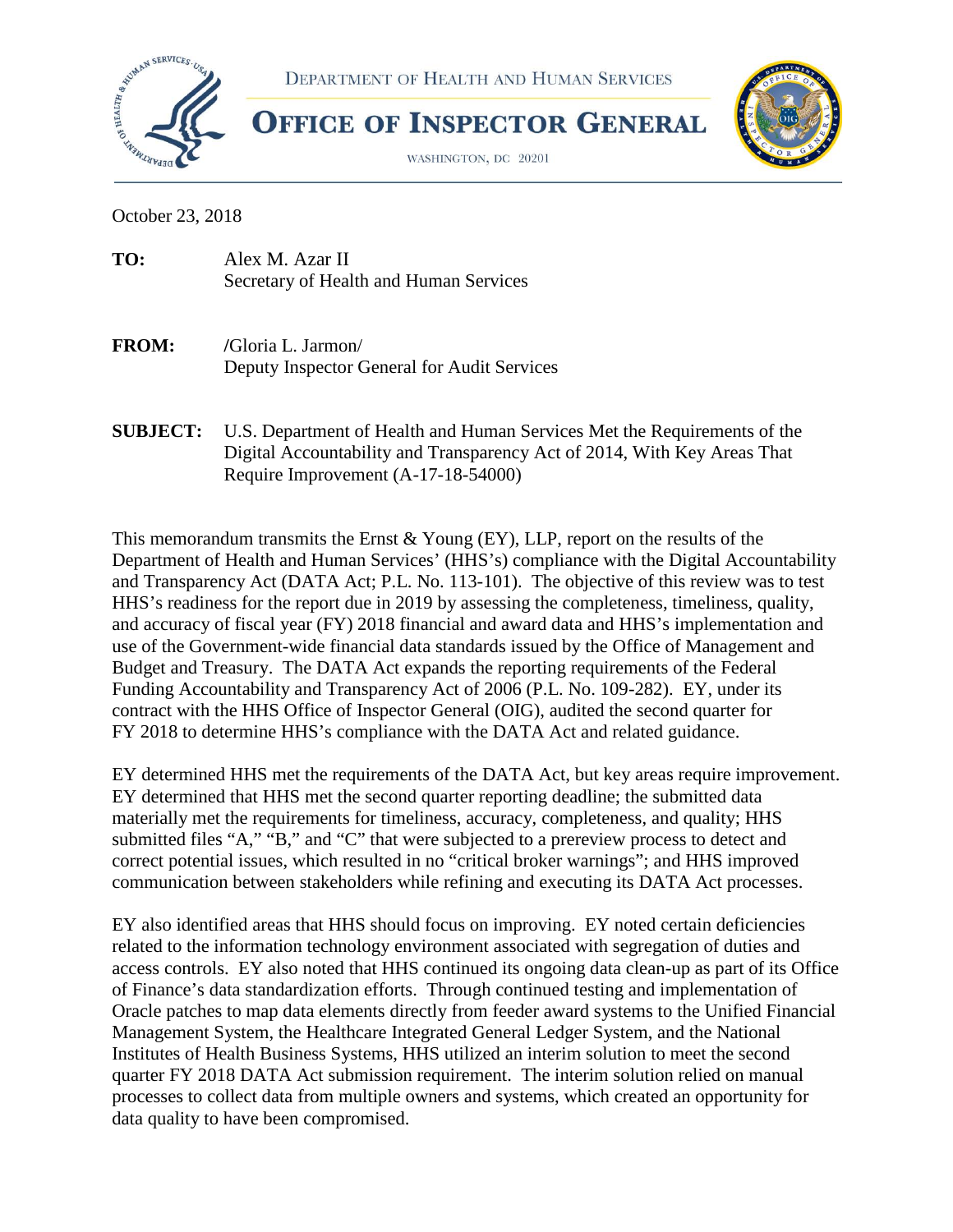DEPARTMENT OF HEALTH AND HUMAN SERVICES

# OFFICE OF INSPECTOR GENERAL

WASHINGTON, DC 20201

October 23, 2018

**TO:** Alex M. Azar II
Secretary of Health and Human Services

**FROM:** /Gloria L. Jarmon/
Deputy Inspector General for Audit Services

**SUBJECT:** U.S. Department of Health and Human Services Met the Requirements of the Digital Accountability and Transparency Act of 2014, With Key Areas That Require Improvement (A-17-18-54000)

This memorandum transmits the Ernst & Young (EY), LLP, report on the results of the Department of Health and Human Services' (HHS's) compliance with the Digital Accountability and Transparency Act (DATA Act; P.L. No. 113-101). The objective of this review was to test HHS's readiness for the report due in 2019 by assessing the completeness, timeliness, quality, and accuracy of fiscal year (FY) 2018 financial and award data and HHS's implementation and use of the Government-wide financial data standards issued by the Office of Management and Budget and Treasury. The DATA Act expands the reporting requirements of the Federal Funding Accountability and Transparency Act of 2006 (P.L. No. 109-282). EY, under its contract with the HHS Office of Inspector General (OIG), audited the second quarter for FY 2018 to determine HHS's compliance with the DATA Act and related guidance.

EY determined HHS met the requirements of the DATA Act, but key areas require improvement. EY determined that HHS met the second quarter reporting deadline; the submitted data materially met the requirements for timeliness, accuracy, completeness, and quality; HHS submitted files "A," "B," and "C" that were subjected to a prereview process to detect and correct potential issues, which resulted in no "critical broker warnings"; and HHS improved communication between stakeholders while refining and executing its DATA Act processes.

EY also identified areas that HHS should focus on improving. EY noted certain deficiencies related to the information technology environment associated with segregation of duties and access controls. EY also noted that HHS continued its ongoing data clean-up as part of its Office of Finance's data standardization efforts. Through continued testing and implementation of Oracle patches to map data elements directly from feeder award systems to the Unified Financial Management System, the Healthcare Integrated General Ledger System, and the National Institutes of Health Business Systems, HHS utilized an interim solution to meet the second quarter FY 2018 DATA Act submission requirement. The interim solution relied on manual processes to collect data from multiple owners and systems, which created an opportunity for data quality to have been compromised.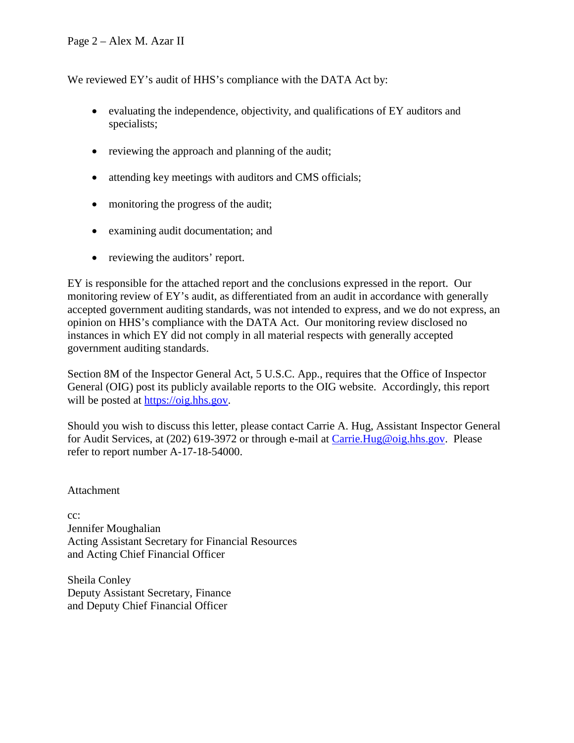We reviewed EY's audit of HHS's compliance with the DATA Act by:

- evaluating the independence, objectivity, and qualifications of EY auditors and specialists;
- reviewing the approach and planning of the audit;
- attending key meetings with auditors and CMS officials;
- monitoring the progress of the audit;
- examining audit documentation; and
- reviewing the auditors' report.

EY is responsible for the attached report and the conclusions expressed in the report. Our monitoring review of EY's audit, as differentiated from an audit in accordance with generally accepted government auditing standards, was not intended to express, and we do not express, an opinion on HHS's compliance with the DATA Act. Our monitoring review disclosed no instances in which EY did not comply in all material respects with generally accepted government auditing standards.

Section 8M of the Inspector General Act, 5 U.S.C. App., requires that the Office of Inspector General (OIG) post its publicly available reports to the OIG website. Accordingly, this report will be posted at [https://oig.hhs.gov](https://oig.hhs.gov).

Should you wish to discuss this letter, please contact Carrie A. Hug, Assistant Inspector General for Audit Services, at (202) 619-3972 or through e-mail at [Carrie.Hug@oig.hhs.gov](mailto:Carrie.Hug@oig.hhs.gov). Please refer to report number A-17-18-54000.

Attachment

cc:
Jennifer Moughalian
Acting Assistant Secretary for Financial Resources
and Acting Chief Financial Officer

Sheila Conley
Deputy Assistant Secretary, Finance
and Deputy Chief Financial Officer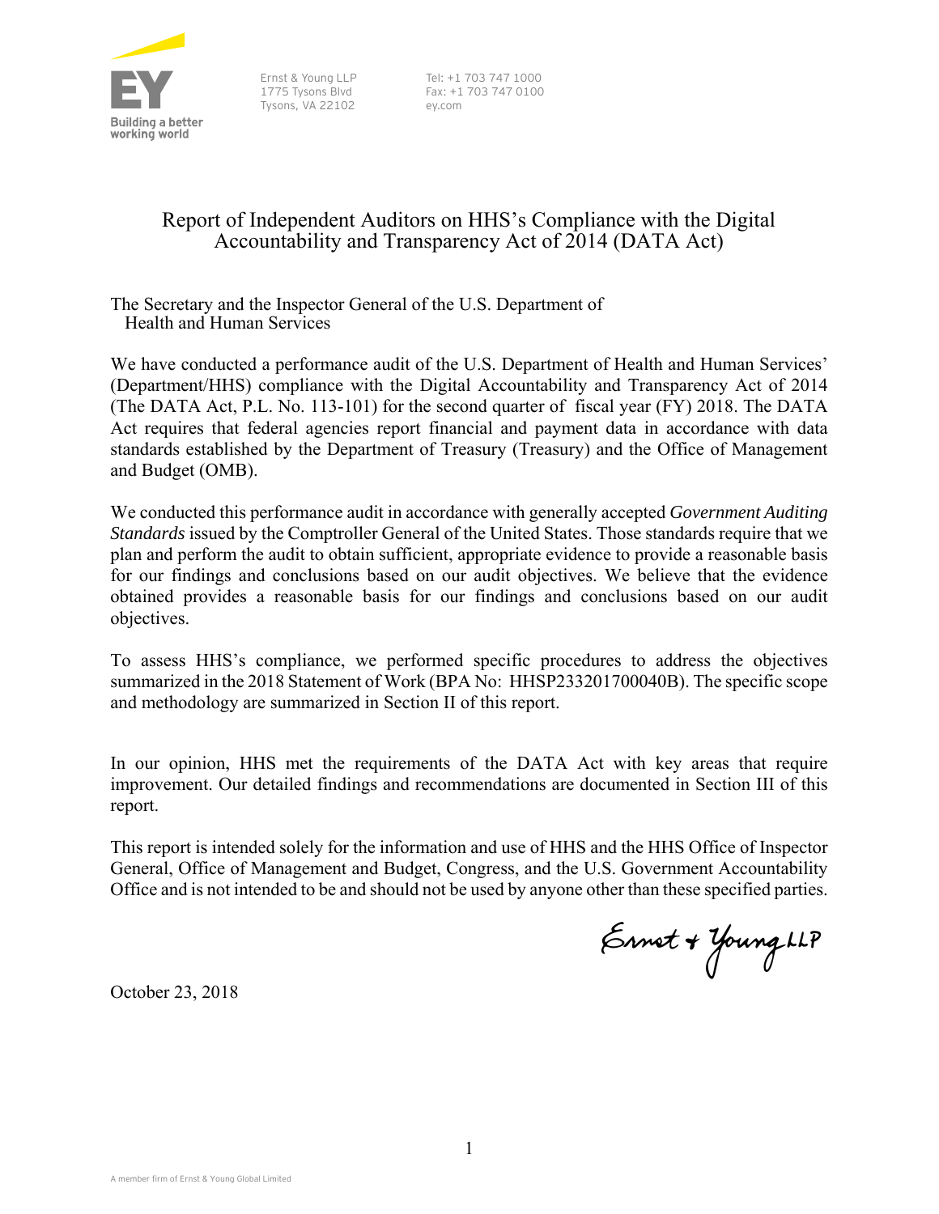Ernst & Young LLP
1775 Tysons Blvd
Tysons, VA 22102

Tel: +1 703 747 1000
Fax: +1 703 747 0100
ey.com

# Report of Independent Auditors on HHS's Compliance with the Digital Accountability and Transparency Act of 2014 (DATA Act)

The Secretary and the Inspector General of the U.S. Department of
Health and Human Services

We have conducted a performance audit of the U.S. Department of Health and Human Services' (Department/HHS) compliance with the Digital Accountability and Transparency Act of 2014 (The DATA Act, P.L. No. 113-101) for the second quarter of fiscal year (FY) 2018. The DATA Act requires that federal agencies report financial and payment data in accordance with data standards established by the Department of Treasury (Treasury) and the Office of Management and Budget (OMB).

We conducted this performance audit in accordance with generally accepted *Government Auditing Standards* issued by the Comptroller General of the United States. Those standards require that we plan and perform the audit to obtain sufficient, appropriate evidence to provide a reasonable basis for our findings and conclusions based on our audit objectives. We believe that the evidence obtained provides a reasonable basis for our findings and conclusions based on our audit objectives.

To assess HHS's compliance, we performed specific procedures to address the objectives summarized in the 2018 Statement of Work (BPA No: HHSP233201700040B). The specific scope and methodology are summarized in Section II of this report.

In our opinion, HHS met the requirements of the DATA Act with key areas that require improvement. Our detailed findings and recommendations are documented in Section III of this report.

This report is intended solely for the information and use of HHS and the HHS Office of Inspector General, Office of Management and Budget, Congress, and the U.S. Government Accountability Office and is not intended to be and should not be used by anyone other than these specified parties.

Ernst & Young LLP

October 23, 2018

A member firm of Ernst & Young Global Limited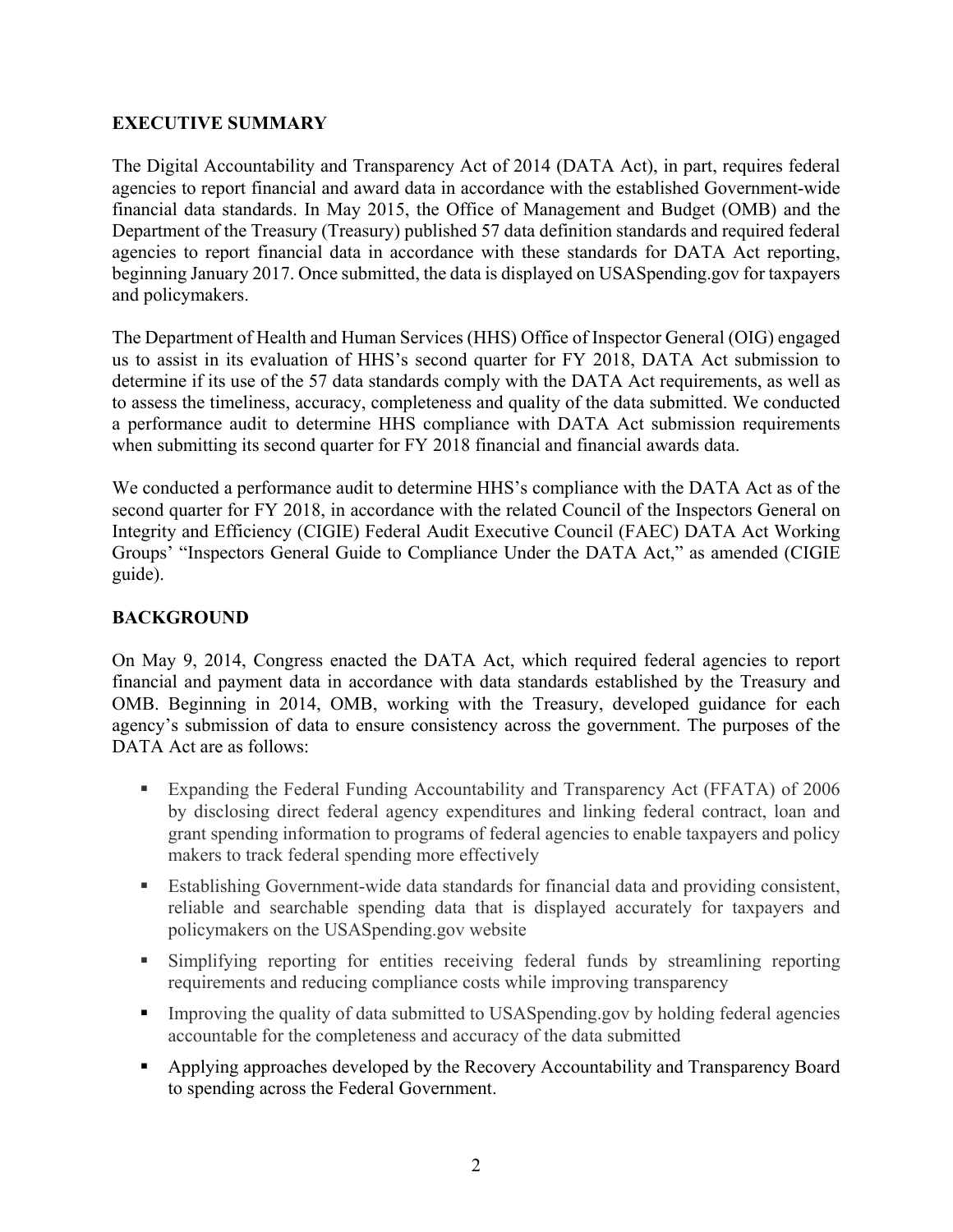## EXECUTIVE SUMMARY

The Digital Accountability and Transparency Act of 2014 (DATA Act), in part, requires federal agencies to report financial and award data in accordance with the established Government-wide financial data standards. In May 2015, the Office of Management and Budget (OMB) and the Department of the Treasury (Treasury) published 57 data definition standards and required federal agencies to report financial data in accordance with these standards for DATA Act reporting, beginning January 2017. Once submitted, the data is displayed on USASpending.gov for taxpayers and policymakers.

The Department of Health and Human Services (HHS) Office of Inspector General (OIG) engaged us to assist in its evaluation of HHS's second quarter for FY 2018, DATA Act submission to determine if its use of the 57 data standards comply with the DATA Act requirements, as well as to assess the timeliness, accuracy, completeness and quality of the data submitted. We conducted a performance audit to determine HHS compliance with DATA Act submission requirements when submitting its second quarter for FY 2018 financial and financial awards data.

We conducted a performance audit to determine HHS's compliance with the DATA Act as of the second quarter for FY 2018, in accordance with the related Council of the Inspectors General on Integrity and Efficiency (CIGIE) Federal Audit Executive Council (FAEC) DATA Act Working Groups' "Inspectors General Guide to Compliance Under the DATA Act," as amended (CIGIE guide).

## BACKGROUND

On May 9, 2014, Congress enacted the DATA Act, which required federal agencies to report financial and payment data in accordance with data standards established by the Treasury and OMB. Beginning in 2014, OMB, working with the Treasury, developed guidance for each agency's submission of data to ensure consistency across the government. The purposes of the DATA Act are as follows:

- Expanding the Federal Funding Accountability and Transparency Act (FFATA) of 2006 by disclosing direct federal agency expenditures and linking federal contract, loan and grant spending information to programs of federal agencies to enable taxpayers and policy makers to track federal spending more effectively
- Establishing Government-wide data standards for financial data and providing consistent, reliable and searchable spending data that is displayed accurately for taxpayers and policymakers on the USASpending.gov website
- Simplifying reporting for entities receiving federal funds by streamlining reporting requirements and reducing compliance costs while improving transparency
- Improving the quality of data submitted to USASpending.gov by holding federal agencies accountable for the completeness and accuracy of the data submitted
- Applying approaches developed by the Recovery Accountability and Transparency Board to spending across the Federal Government.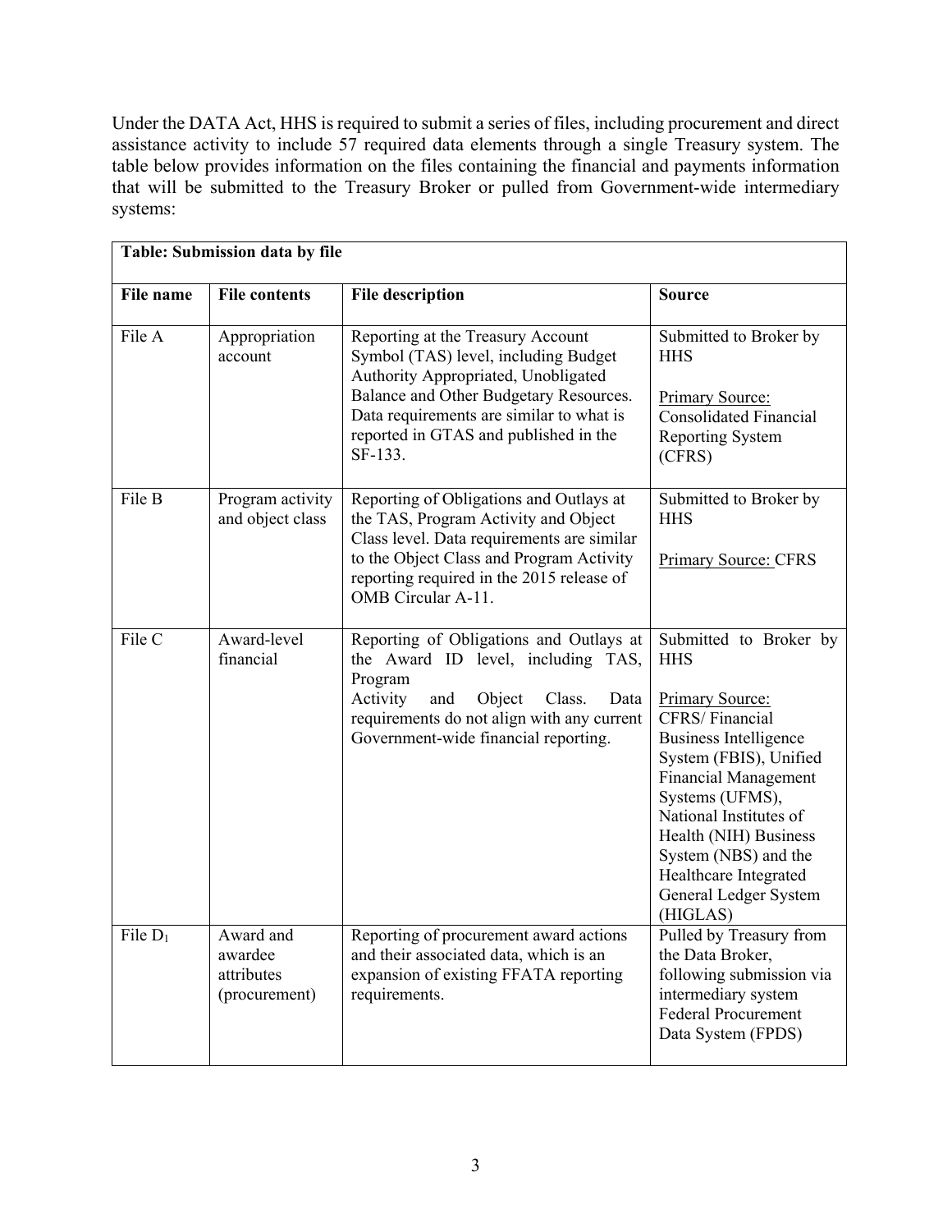Under the DATA Act, HHS is required to submit a series of files, including procurement and direct assistance activity to include 57 required data elements through a single Treasury system. The table below provides information on the files containing the financial and payments information that will be submitted to the Treasury Broker or pulled from Government-wide intermediary systems:

**Table: Submission data by file**

| File name | File contents | File description | Source |
|---|---|---|---|
| File A | Appropriation account | Reporting at the Treasury Account Symbol (TAS) level, including Budget Authority Appropriated, Unobligated Balance and Other Budgetary Resources. Data requirements are similar to what is reported in GTAS and published in the SF-133. | Submitted to Broker by HHS<br><br>Primary Source: Consolidated Financial Reporting System (CFRS) |
| File B | Program activity and object class | Reporting of Obligations and Outlays at the TAS, Program Activity and Object Class level. Data requirements are similar to the Object Class and Program Activity reporting required in the 2015 release of OMB Circular A-11. | Submitted to Broker by HHS<br><br>Primary Source: CFRS |
| File C | Award-level financial | Reporting of Obligations and Outlays at the Award ID level, including TAS, Program Activity and Object Class. Data requirements do not align with any current Government-wide financial reporting. | Submitted to Broker by HHS<br><br>Primary Source: CFRS/ Financial Business Intelligence System (FBIS), Unified Financial Management Systems (UFMS), National Institutes of Health (NIH) Business System (NBS) and the Healthcare Integrated General Ledger System (HIGLAS) |
| File $D_1$ | Award and awardee attributes (procurement) | Reporting of procurement award actions and their associated data, which is an expansion of existing FFATA reporting requirements. | Pulled by Treasury from the Data Broker, following submission via intermediary system Federal Procurement Data System (FPDS) |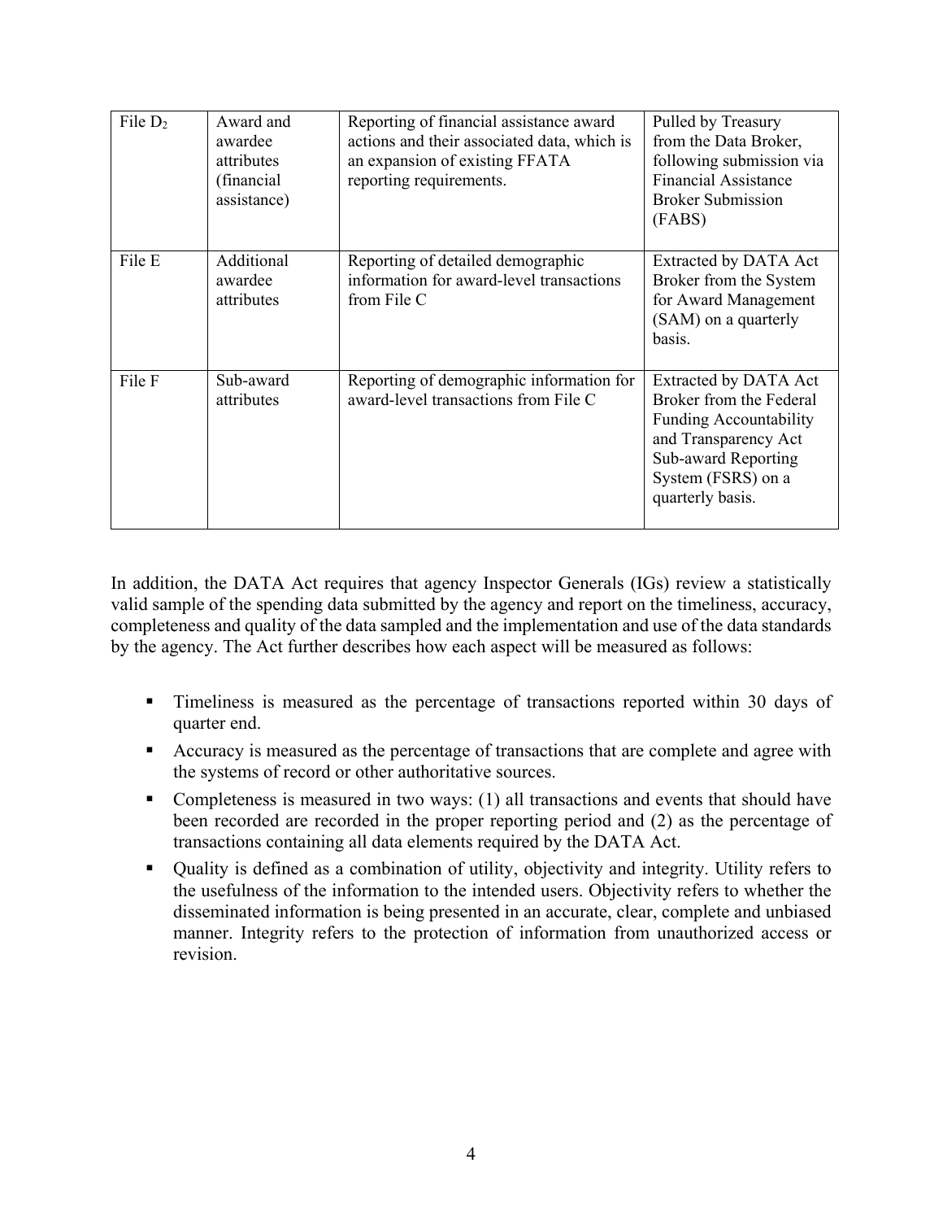| File $D_2$ | Award and awardee attributes (financial assistance) | Reporting of financial assistance award actions and their associated data, which is an expansion of existing FFATA reporting requirements. | Pulled by Treasury from the Data Broker, following submission via Financial Assistance Broker Submission (FABS) |
|---|---|---|---|
| File E | Additional awardee attributes | Reporting of detailed demographic information for award-level transactions from File C | Extracted by DATA Act Broker from the System for Award Management (SAM) on a quarterly basis. |
| File F | Sub-award attributes | Reporting of demographic information for award-level transactions from File C | Extracted by DATA Act Broker from the Federal Funding Accountability and Transparency Act Sub-award Reporting System (FSRS) on a quarterly basis. |

In addition, the DATA Act requires that agency Inspector Generals (IGs) review a statistically valid sample of the spending data submitted by the agency and report on the timeliness, accuracy, completeness and quality of the data sampled and the implementation and use of the data standards by the agency. The Act further describes how each aspect will be measured as follows:

- Timeliness is measured as the percentage of transactions reported within 30 days of quarter end.
- Accuracy is measured as the percentage of transactions that are complete and agree with the systems of record or other authoritative sources.
- Completeness is measured in two ways: (1) all transactions and events that should have been recorded are recorded in the proper reporting period and (2) as the percentage of transactions containing all data elements required by the DATA Act.
- Quality is defined as a combination of utility, objectivity and integrity. Utility refers to the usefulness of the information to the intended users. Objectivity refers to whether the disseminated information is being presented in an accurate, clear, complete and unbiased manner. Integrity refers to the protection of information from unauthorized access or revision.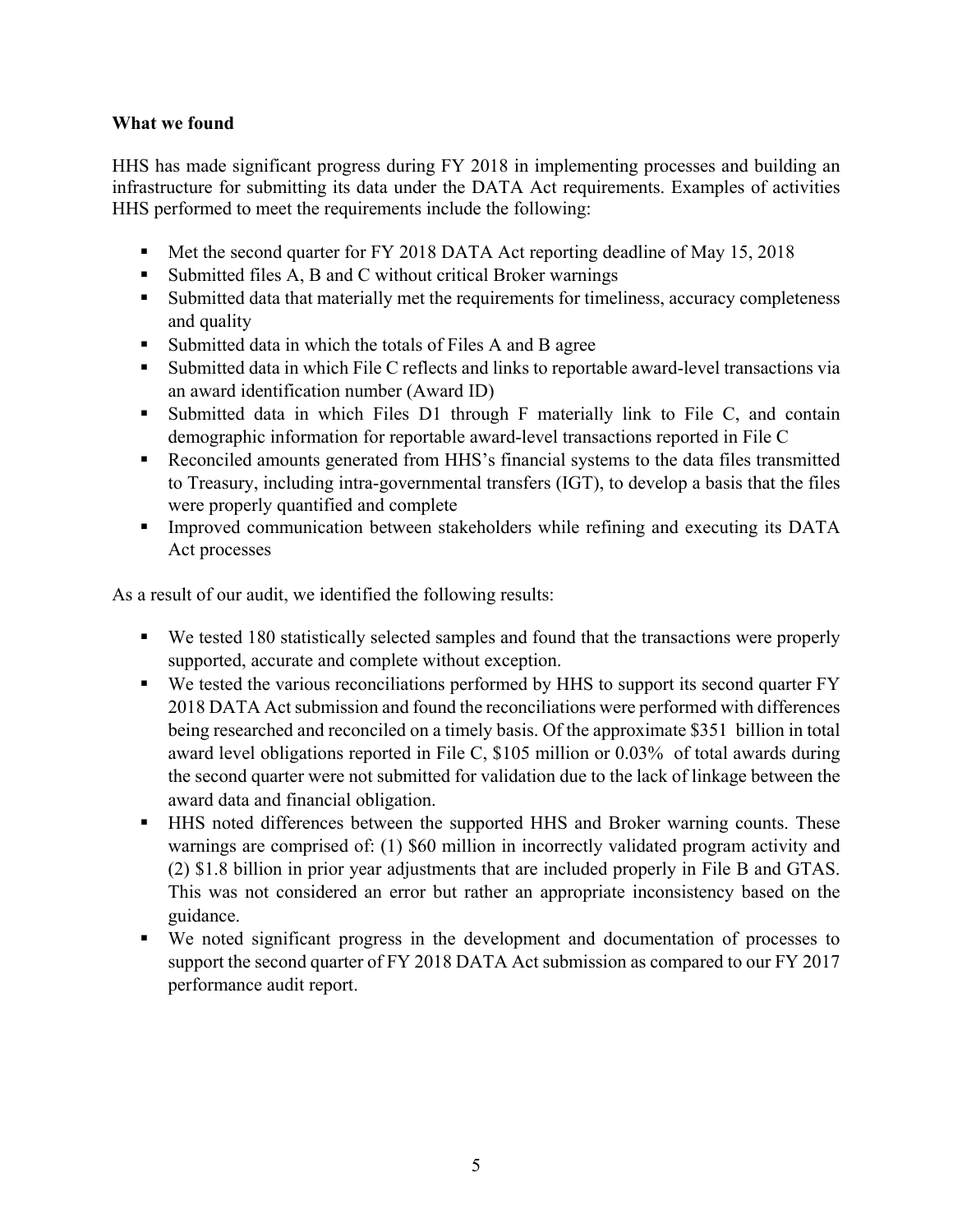**What we found**

HHS has made significant progress during FY 2018 in implementing processes and building an infrastructure for submitting its data under the DATA Act requirements. Examples of activities HHS performed to meet the requirements include the following:

- Met the second quarter for FY 2018 DATA Act reporting deadline of May 15, 2018
- Submitted files A, B and C without critical Broker warnings
- Submitted data that materially met the requirements for timeliness, accuracy completeness and quality
- Submitted data in which the totals of Files A and B agree
- Submitted data in which File C reflects and links to reportable award-level transactions via an award identification number (Award ID)
- Submitted data in which Files D1 through F materially link to File C, and contain demographic information for reportable award-level transactions reported in File C
- Reconciled amounts generated from HHS's financial systems to the data files transmitted to Treasury, including intra-governmental transfers (IGT), to develop a basis that the files were properly quantified and complete
- Improved communication between stakeholders while refining and executing its DATA Act processes

As a result of our audit, we identified the following results:

- We tested 180 statistically selected samples and found that the transactions were properly supported, accurate and complete without exception.
- We tested the various reconciliations performed by HHS to support its second quarter FY 2018 DATA Act submission and found the reconciliations were performed with differences being researched and reconciled on a timely basis. Of the approximate $351 billion in total award level obligations reported in File C, $105 million or 0.03% of total awards during the second quarter were not submitted for validation due to the lack of linkage between the award data and financial obligation.
- HHS noted differences between the supported HHS and Broker warning counts. These warnings are comprised of: (1) $60 million in incorrectly validated program activity and (2) $1.8 billion in prior year adjustments that are included properly in File B and GTAS. This was not considered an error but rather an appropriate inconsistency based on the guidance.
- We noted significant progress in the development and documentation of processes to support the second quarter of FY 2018 DATA Act submission as compared to our FY 2017 performance audit report.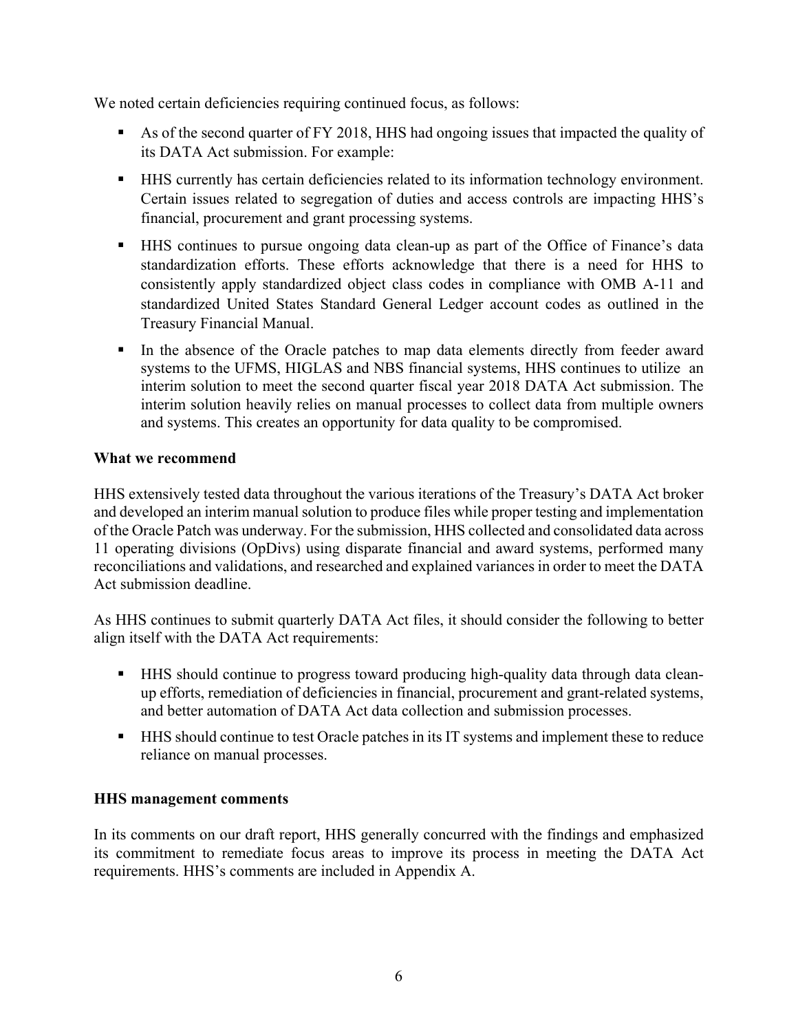We noted certain deficiencies requiring continued focus, as follows:

- As of the second quarter of FY 2018, HHS had ongoing issues that impacted the quality of its DATA Act submission. For example:
- HHS currently has certain deficiencies related to its information technology environment. Certain issues related to segregation of duties and access controls are impacting HHS's financial, procurement and grant processing systems.
- HHS continues to pursue ongoing data clean-up as part of the Office of Finance's data standardization efforts. These efforts acknowledge that there is a need for HHS to consistently apply standardized object class codes in compliance with OMB A-11 and standardized United States Standard General Ledger account codes as outlined in the Treasury Financial Manual.
- In the absence of the Oracle patches to map data elements directly from feeder award systems to the UFMS, HIGLAS and NBS financial systems, HHS continues to utilize an interim solution to meet the second quarter fiscal year 2018 DATA Act submission. The interim solution heavily relies on manual processes to collect data from multiple owners and systems. This creates an opportunity for data quality to be compromised.

**What we recommend**

HHS extensively tested data throughout the various iterations of the Treasury's DATA Act broker and developed an interim manual solution to produce files while proper testing and implementation of the Oracle Patch was underway. For the submission, HHS collected and consolidated data across 11 operating divisions (OpDivs) using disparate financial and award systems, performed many reconciliations and validations, and researched and explained variances in order to meet the DATA Act submission deadline.

As HHS continues to submit quarterly DATA Act files, it should consider the following to better align itself with the DATA Act requirements:

- HHS should continue to progress toward producing high-quality data through data clean-up efforts, remediation of deficiencies in financial, procurement and grant-related systems, and better automation of DATA Act data collection and submission processes.
- HHS should continue to test Oracle patches in its IT systems and implement these to reduce reliance on manual processes.

**HHS management comments**

In its comments on our draft report, HHS generally concurred with the findings and emphasized its commitment to remediate focus areas to improve its process in meeting the DATA Act requirements. HHS's comments are included in Appendix A.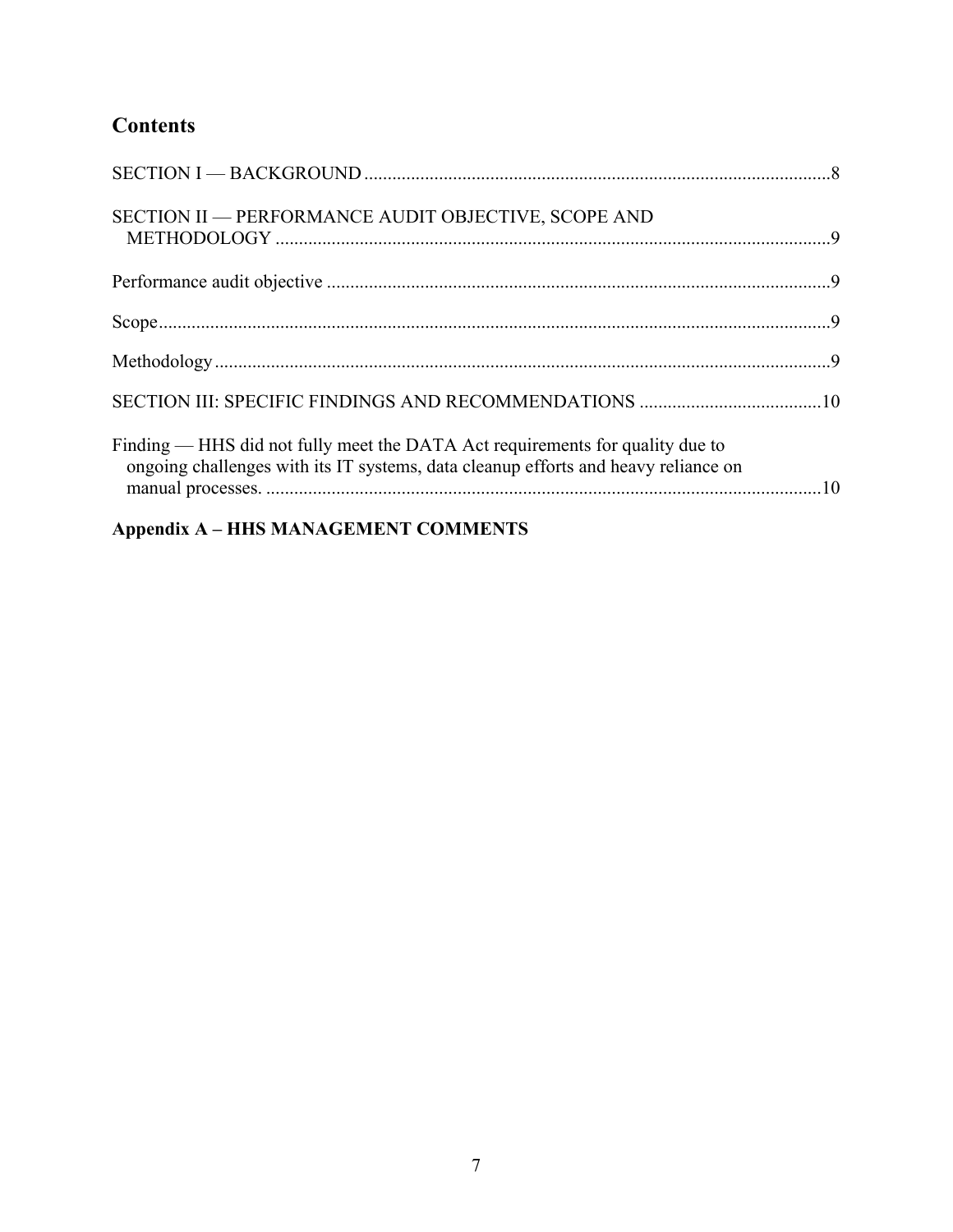## Contents

SECTION I — BACKGROUND ........................................................................................8

SECTION II — PERFORMANCE AUDIT OBJECTIVE, SCOPE AND METHODOLOGY ........................................................................................9

Performance audit objective ........................................................................................9

Scope........................................................................................9

Methodology........................................................................................9

SECTION III: SPECIFIC FINDINGS AND RECOMMENDATIONS ........................................10

Finding — HHS did not fully meet the DATA Act requirements for quality due to ongoing challenges with its IT systems, data cleanup efforts and heavy reliance on manual processes. ........................................................................................10

**Appendix A – HHS MANAGEMENT COMMENTS**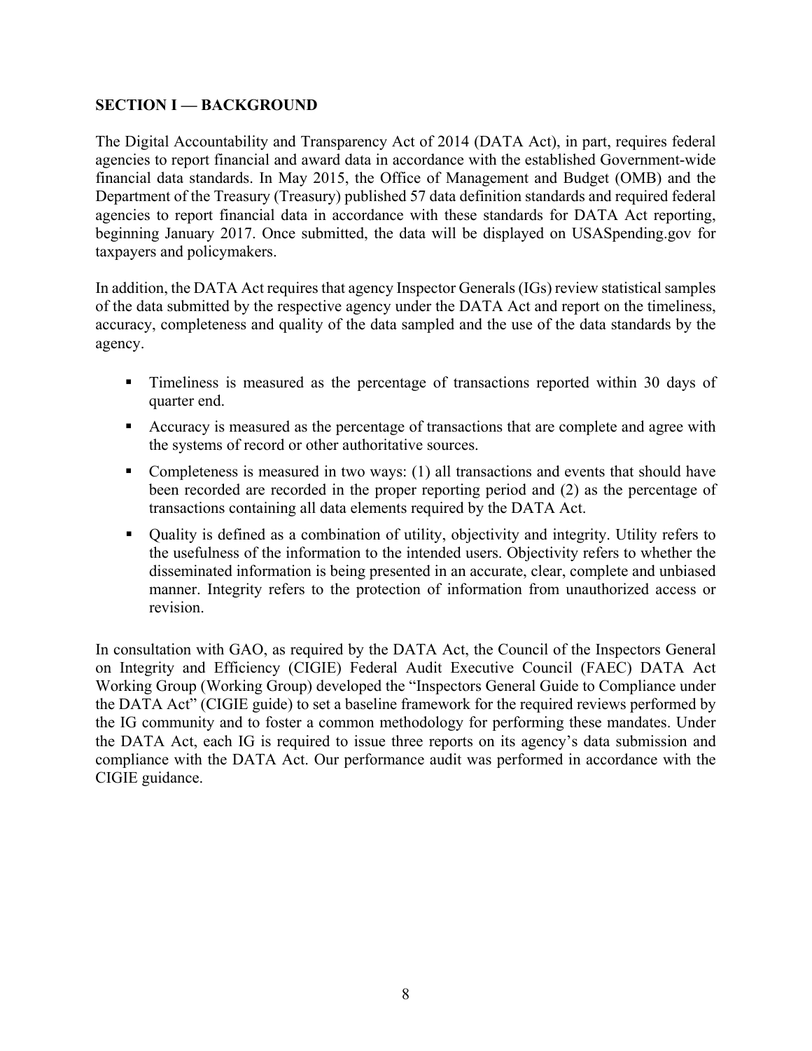**SECTION I — BACKGROUND**

The Digital Accountability and Transparency Act of 2014 (DATA Act), in part, requires federal agencies to report financial and award data in accordance with the established Government-wide financial data standards. In May 2015, the Office of Management and Budget (OMB) and the Department of the Treasury (Treasury) published 57 data definition standards and required federal agencies to report financial data in accordance with these standards for DATA Act reporting, beginning January 2017. Once submitted, the data will be displayed on USASpending.gov for taxpayers and policymakers.

In addition, the DATA Act requires that agency Inspector Generals (IGs) review statistical samples of the data submitted by the respective agency under the DATA Act and report on the timeliness, accuracy, completeness and quality of the data sampled and the use of the data standards by the agency.

- Timeliness is measured as the percentage of transactions reported within 30 days of quarter end.
- Accuracy is measured as the percentage of transactions that are complete and agree with the systems of record or other authoritative sources.
- Completeness is measured in two ways: (1) all transactions and events that should have been recorded are recorded in the proper reporting period and (2) as the percentage of transactions containing all data elements required by the DATA Act.
- Quality is defined as a combination of utility, objectivity and integrity. Utility refers to the usefulness of the information to the intended users. Objectivity refers to whether the disseminated information is being presented in an accurate, clear, complete and unbiased manner. Integrity refers to the protection of information from unauthorized access or revision.

In consultation with GAO, as required by the DATA Act, the Council of the Inspectors General on Integrity and Efficiency (CIGIE) Federal Audit Executive Council (FAEC) DATA Act Working Group (Working Group) developed the "Inspectors General Guide to Compliance under the DATA Act" (CIGIE guide) to set a baseline framework for the required reviews performed by the IG community and to foster a common methodology for performing these mandates. Under the DATA Act, each IG is required to issue three reports on its agency's data submission and compliance with the DATA Act. Our performance audit was performed in accordance with the CIGIE guidance.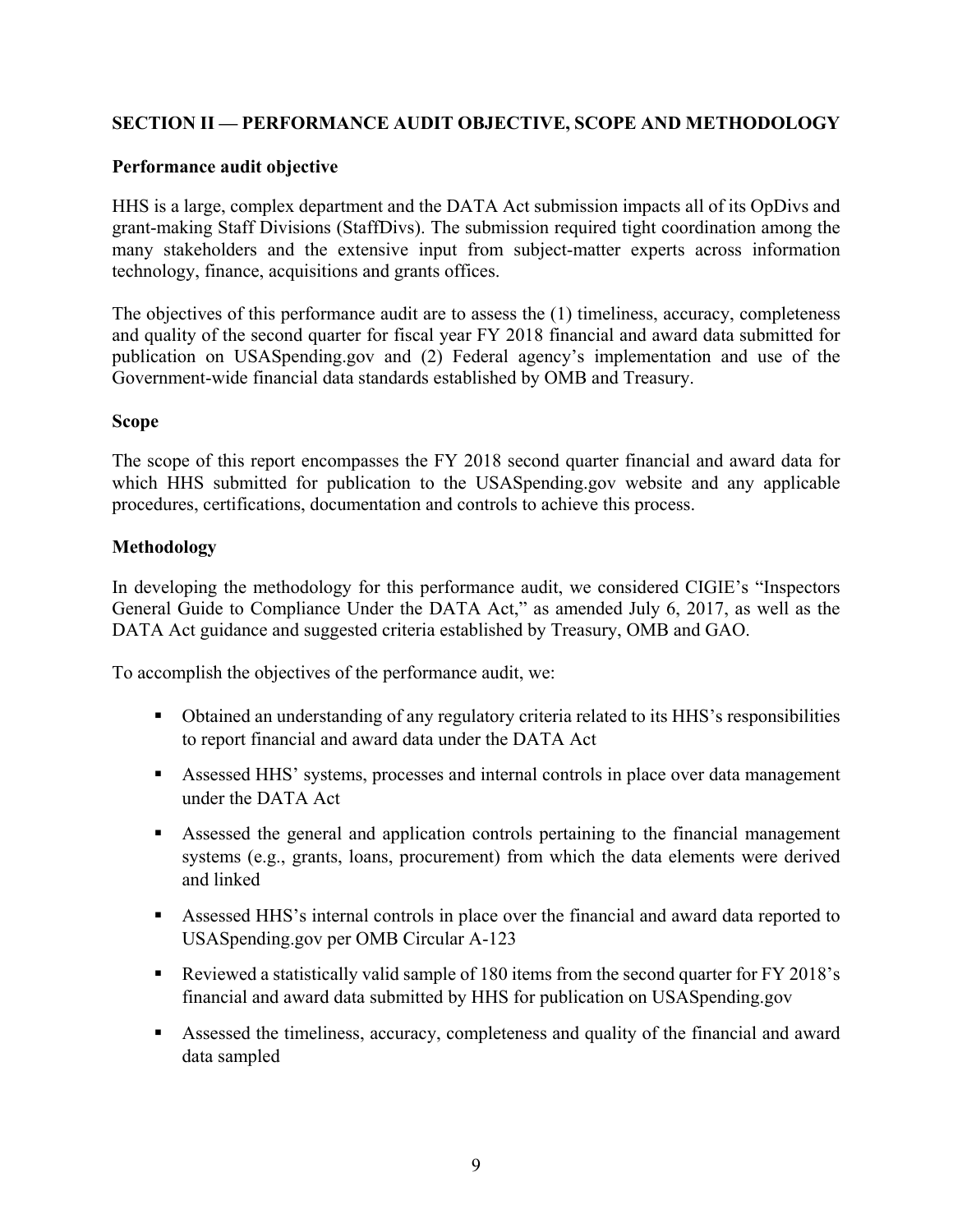## SECTION II — PERFORMANCE AUDIT OBJECTIVE, SCOPE AND METHODOLOGY

### Performance audit objective

HHS is a large, complex department and the DATA Act submission impacts all of its OpDivs and grant-making Staff Divisions (StaffDivs). The submission required tight coordination among the many stakeholders and the extensive input from subject-matter experts across information technology, finance, acquisitions and grants offices.

The objectives of this performance audit are to assess the (1) timeliness, accuracy, completeness and quality of the second quarter for fiscal year FY 2018 financial and award data submitted for publication on USASpending.gov and (2) Federal agency's implementation and use of the Government-wide financial data standards established by OMB and Treasury.

### Scope

The scope of this report encompasses the FY 2018 second quarter financial and award data for which HHS submitted for publication to the USASpending.gov website and any applicable procedures, certifications, documentation and controls to achieve this process.

### Methodology

In developing the methodology for this performance audit, we considered CIGIE's "Inspectors General Guide to Compliance Under the DATA Act," as amended July 6, 2017, as well as the DATA Act guidance and suggested criteria established by Treasury, OMB and GAO.

To accomplish the objectives of the performance audit, we:

- Obtained an understanding of any regulatory criteria related to its HHS's responsibilities to report financial and award data under the DATA Act
- Assessed HHS' systems, processes and internal controls in place over data management under the DATA Act
- Assessed the general and application controls pertaining to the financial management systems (e.g., grants, loans, procurement) from which the data elements were derived and linked
- Assessed HHS's internal controls in place over the financial and award data reported to USASpending.gov per OMB Circular A-123
- Reviewed a statistically valid sample of 180 items from the second quarter for FY 2018's financial and award data submitted by HHS for publication on USASpending.gov
- Assessed the timeliness, accuracy, completeness and quality of the financial and award data sampled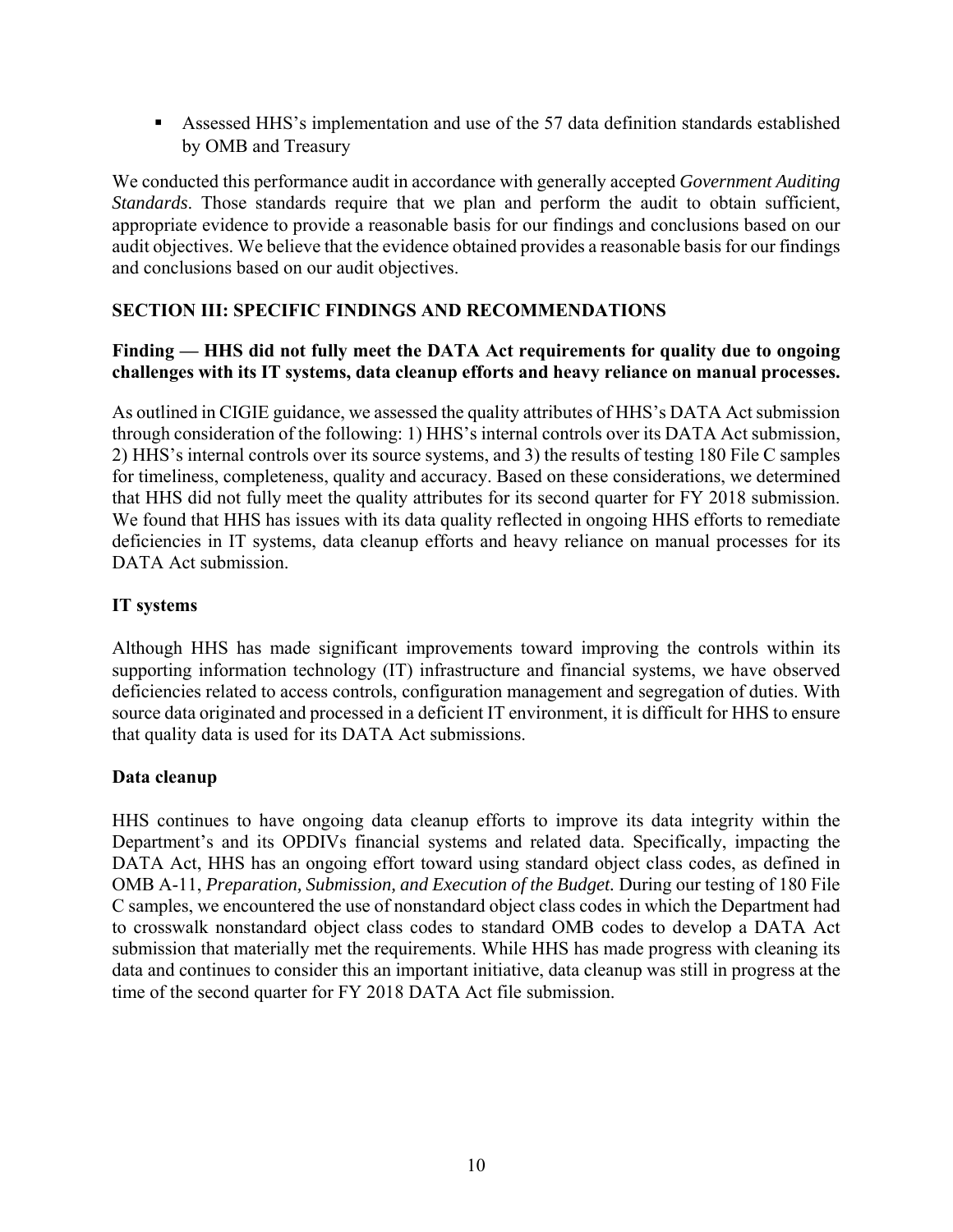- Assessed HHS's implementation and use of the 57 data definition standards established by OMB and Treasury

We conducted this performance audit in accordance with generally accepted *Government Auditing Standards*. Those standards require that we plan and perform the audit to obtain sufficient, appropriate evidence to provide a reasonable basis for our findings and conclusions based on our audit objectives. We believe that the evidence obtained provides a reasonable basis for our findings and conclusions based on our audit objectives.

## SECTION III: SPECIFIC FINDINGS AND RECOMMENDATIONS

**Finding — HHS did not fully meet the DATA Act requirements for quality due to ongoing challenges with its IT systems, data cleanup efforts and heavy reliance on manual processes.**

As outlined in CIGIE guidance, we assessed the quality attributes of HHS's DATA Act submission through consideration of the following: 1) HHS's internal controls over its DATA Act submission, 2) HHS's internal controls over its source systems, and 3) the results of testing 180 File C samples for timeliness, completeness, quality and accuracy. Based on these considerations, we determined that HHS did not fully meet the quality attributes for its second quarter for FY 2018 submission. We found that HHS has issues with its data quality reflected in ongoing HHS efforts to remediate deficiencies in IT systems, data cleanup efforts and heavy reliance on manual processes for its DATA Act submission.

### IT systems

Although HHS has made significant improvements toward improving the controls within its supporting information technology (IT) infrastructure and financial systems, we have observed deficiencies related to access controls, configuration management and segregation of duties. With source data originated and processed in a deficient IT environment, it is difficult for HHS to ensure that quality data is used for its DATA Act submissions.

### Data cleanup

HHS continues to have ongoing data cleanup efforts to improve its data integrity within the Department's and its OPDIVs financial systems and related data. Specifically, impacting the DATA Act, HHS has an ongoing effort toward using standard object class codes, as defined in OMB A-11, *Preparation, Submission, and Execution of the Budget.* During our testing of 180 File C samples, we encountered the use of nonstandard object class codes in which the Department had to crosswalk nonstandard object class codes to standard OMB codes to develop a DATA Act submission that materially met the requirements. While HHS has made progress with cleaning its data and continues to consider this an important initiative, data cleanup was still in progress at the time of the second quarter for FY 2018 DATA Act file submission.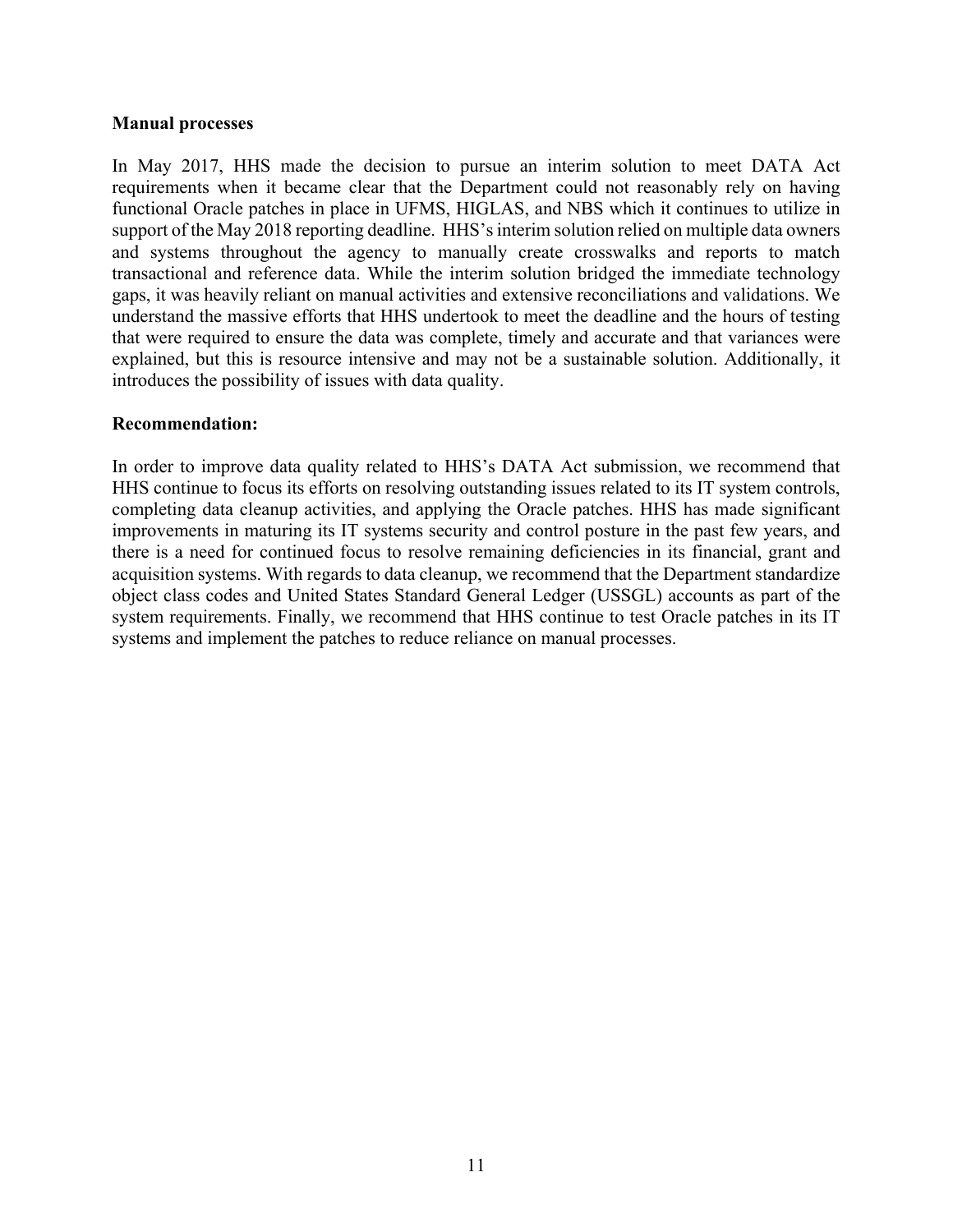**Manual processes**

In May 2017, HHS made the decision to pursue an interim solution to meet DATA Act requirements when it became clear that the Department could not reasonably rely on having functional Oracle patches in place in UFMS, HIGLAS, and NBS which it continues to utilize in support of the May 2018 reporting deadline. HHS's interim solution relied on multiple data owners and systems throughout the agency to manually create crosswalks and reports to match transactional and reference data. While the interim solution bridged the immediate technology gaps, it was heavily reliant on manual activities and extensive reconciliations and validations. We understand the massive efforts that HHS undertook to meet the deadline and the hours of testing that were required to ensure the data was complete, timely and accurate and that variances were explained, but this is resource intensive and may not be a sustainable solution. Additionally, it introduces the possibility of issues with data quality.

**Recommendation:**

In order to improve data quality related to HHS's DATA Act submission, we recommend that HHS continue to focus its efforts on resolving outstanding issues related to its IT system controls, completing data cleanup activities, and applying the Oracle patches. HHS has made significant improvements in maturing its IT systems security and control posture in the past few years, and there is a need for continued focus to resolve remaining deficiencies in its financial, grant and acquisition systems. With regards to data cleanup, we recommend that the Department standardize object class codes and United States Standard General Ledger (USSGL) accounts as part of the system requirements. Finally, we recommend that HHS continue to test Oracle patches in its IT systems and implement the patches to reduce reliance on manual processes.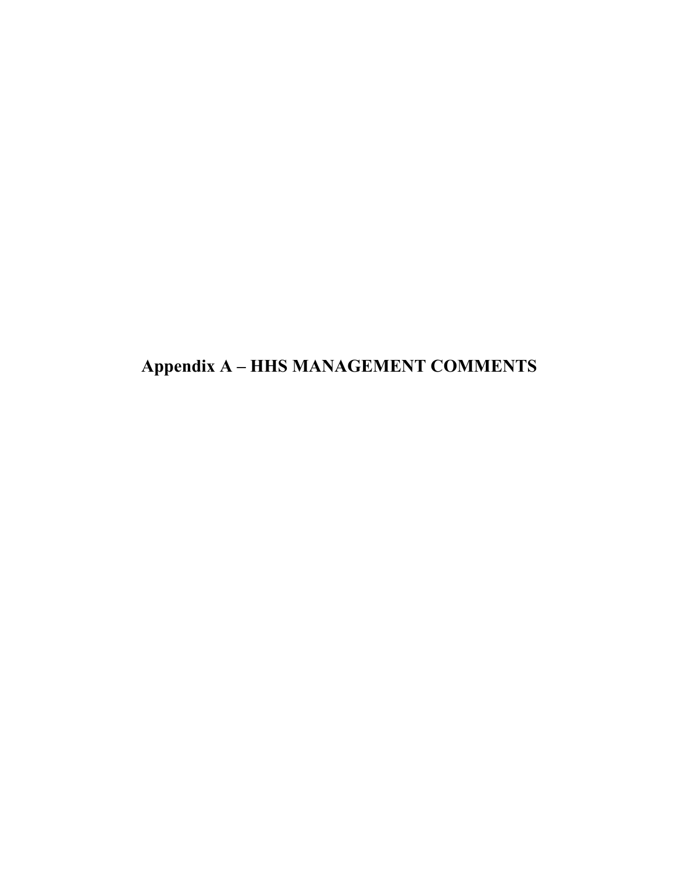# Appendix A – HHS MANAGEMENT COMMENTS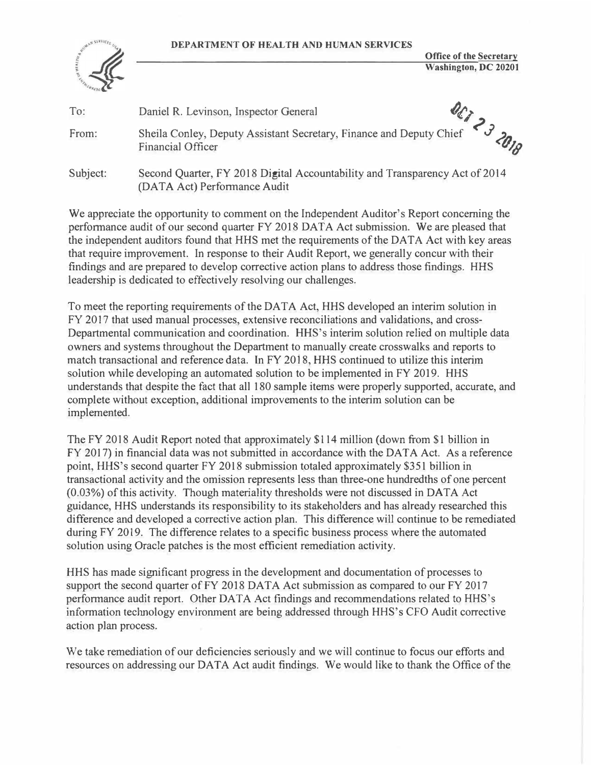**DEPARTMENT OF HEALTH AND HUMAN SERVICES**

**Office of the Secretary**
**Washington, DC 20201**

OCT 23 2018

To: Daniel R. Levinson, Inspector General

From: Sheila Conley, Deputy Assistant Secretary, Finance and Deputy Chief Financial Officer

Subject: Second Quarter, FY 2018 Digital Accountability and Transparency Act of 2014 (DATA Act) Performance Audit

We appreciate the opportunity to comment on the Independent Auditor's Report concerning the performance audit of our second quarter FY 2018 DATA Act submission. We are pleased that the independent auditors found that HHS met the requirements of the DATA Act with key areas that require improvement. In response to their Audit Report, we generally concur with their findings and are prepared to develop corrective action plans to address those findings. HHS leadership is dedicated to effectively resolving our challenges.

To meet the reporting requirements of the DATA Act, HHS developed an interim solution in FY 2017 that used manual processes, extensive reconciliations and validations, and cross-Departmental communication and coordination. HHS's interim solution relied on multiple data owners and systems throughout the Department to manually create crosswalks and reports to match transactional and reference data. In FY 2018, HHS continued to utilize this interim solution while developing an automated solution to be implemented in FY 2019. HHS understands that despite the fact that all 180 sample items were properly supported, accurate, and complete without exception, additional improvements to the interim solution can be implemented.

The FY 2018 Audit Report noted that approximately $114 million (down from $1 billion in FY 2017) in financial data was not submitted in accordance with the DATA Act. As a reference point, HHS's second quarter FY 2018 submission totaled approximately $351 billion in transactional activity and the omission represents less than three-one hundredths of one percent (0.03%) of this activity. Though materiality thresholds were not discussed in DATA Act guidance, HHS understands its responsibility to its stakeholders and has already researched this difference and developed a corrective action plan. This difference will continue to be remediated during FY 2019. The difference relates to a specific business process where the automated solution using Oracle patches is the most efficient remediation activity.

HHS has made significant progress in the development and documentation of processes to support the second quarter of FY 2018 DATA Act submission as compared to our FY 2017 performance audit report. Other DATA Act findings and recommendations related to HHS's information technology environment are being addressed through HHS's CFO Audit corrective action plan process.

We take remediation of our deficiencies seriously and we will continue to focus our efforts and resources on addressing our DATA Act audit findings. We would like to thank the Office of the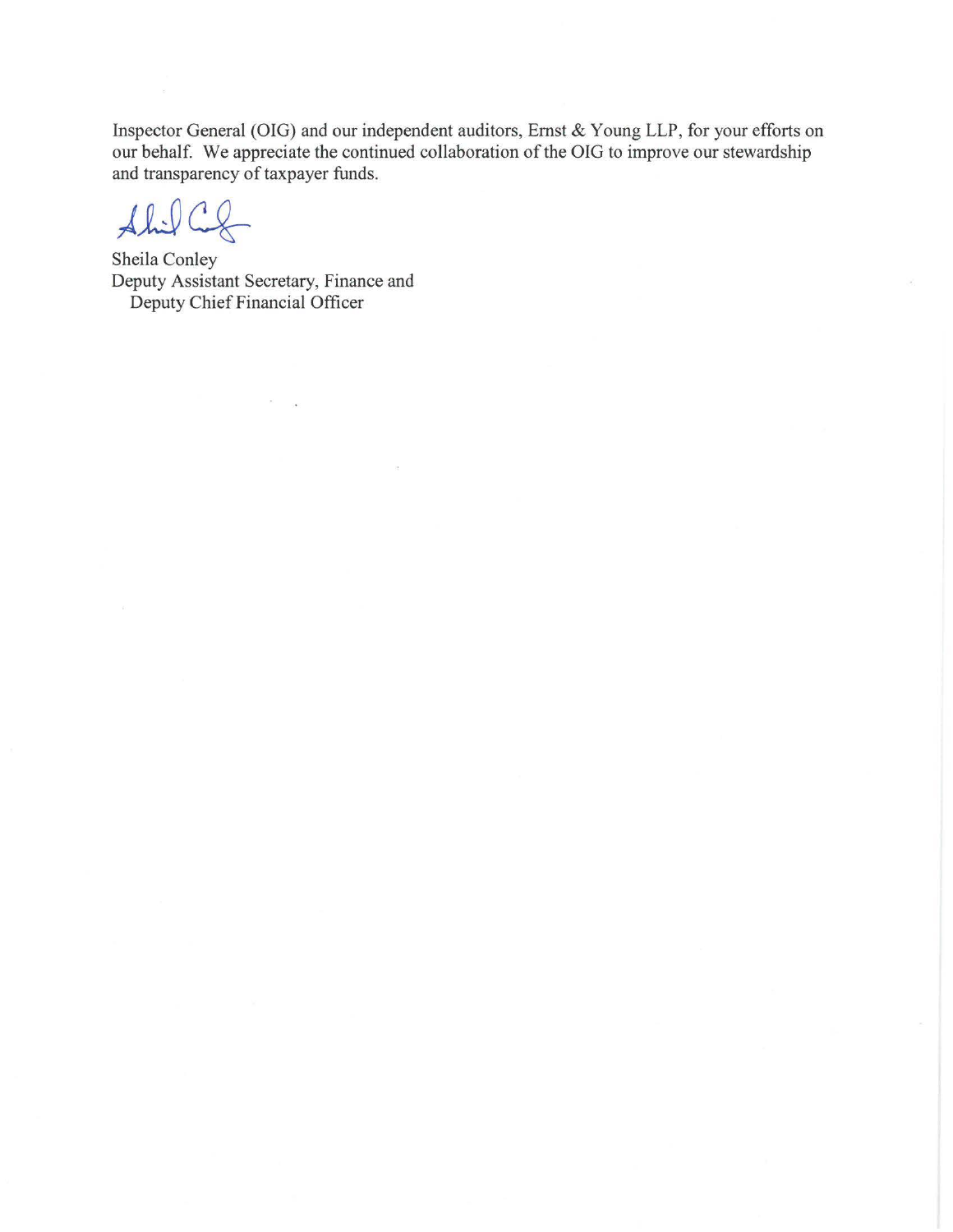Inspector General (OIG) and our independent auditors, Ernst & Young LLP, for your efforts on our behalf. We appreciate the continued collaboration of the OIG to improve our stewardship and transparency of taxpayer funds.

Sheila Conley
Deputy Assistant Secretary, Finance and
Deputy Chief Financial Officer